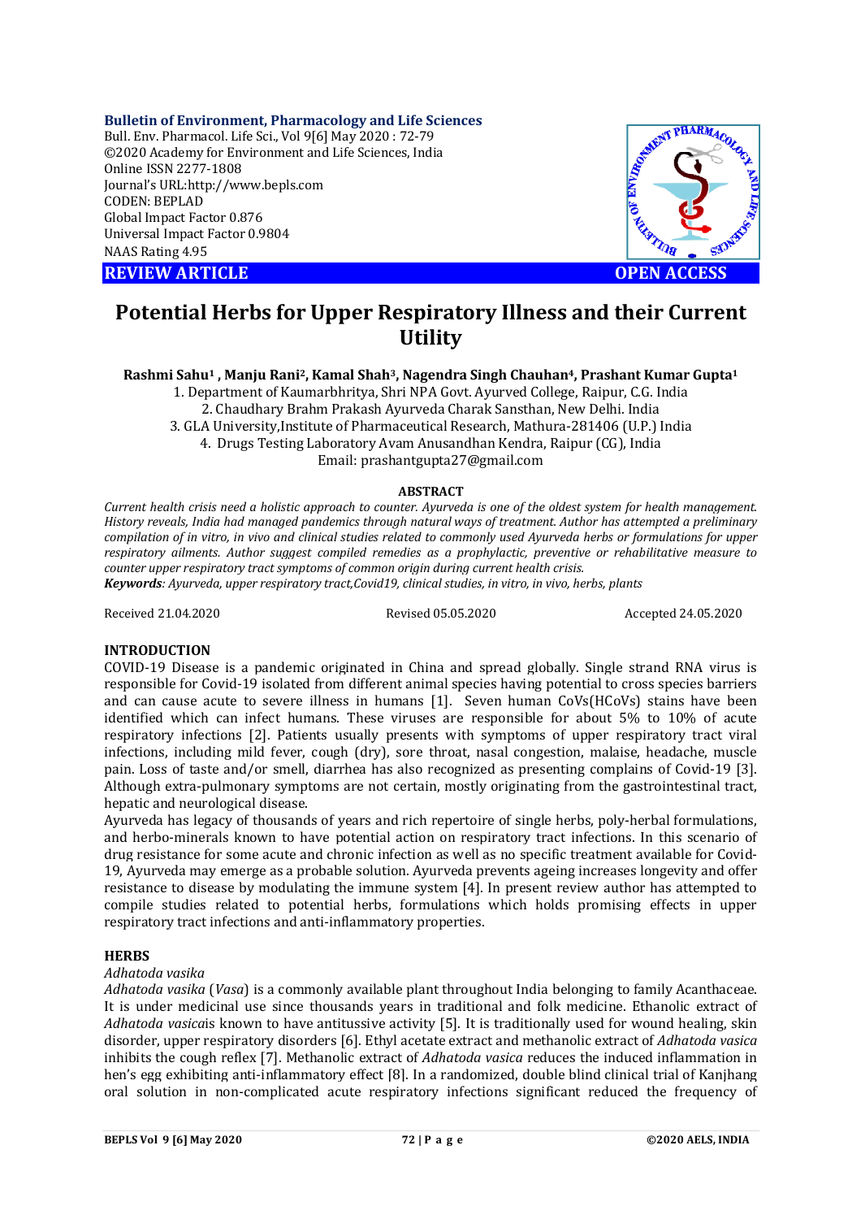**REVIEW ARTICLE** **OPEN ACCESS**

# Potential Herbs for Upper Respiratory Illness and their Current Utility

**Rashmi Sahu[1] , Manju Rani[2], Kamal Shah[3], Nagendra Singh Chauhan[4], Prashant Kumar Gupta[1]**

1. Department of Kaumarbhritya, Shri NPA Govt. Ayurved College, Raipur, C.G. India
2. Chaudhary Brahm Prakash Ayurveda Charak Sansthan, New Delhi. India
3. GLA University,Institute of Pharmaceutical Research, Mathura-281406 (U.P.) India
4. Drugs Testing Laboratory Avam Anusandhan Kendra, Raipur (CG), India

Email: prashantgupta27@gmail.com

## ABSTRACT

*Current health crisis need a holistic approach to counter. Ayurveda is one of the oldest system for health management. History reveals, India had managed pandemics through natural ways of treatment. Author has attempted a preliminary compilation of in vitro, in vivo and clinical studies related to commonly used Ayurveda herbs or formulations for upper respiratory ailments. Author suggest compiled remedies as a prophylactic, preventive or rehabilitative measure to counter upper respiratory tract symptoms of common origin during current health crisis.*

***Keywords****: Ayurveda, upper respiratory tract,Covid19, clinical studies, in vitro, in vivo, herbs, plants*

Received 21.04.2020 Revised 05.05.2020 Accepted 24.05.2020

## INTRODUCTION

COVID-19 Disease is a pandemic originated in China and spread globally. Single strand RNA virus is responsible for Covid-19 isolated from different animal species having potential to cross species barriers and can cause acute to severe illness in humans [1]. Seven human CoVs(HCoVs) stains have been identified which can infect humans. These viruses are responsible for about 5% to 10% of acute respiratory infections [2]. Patients usually presents with symptoms of upper respiratory tract viral infections, including mild fever, cough (dry), sore throat, nasal congestion, malaise, headache, muscle pain. Loss of taste and/or smell, diarrhea has also recognized as presenting complains of Covid-19 [3]. Although extra-pulmonary symptoms are not certain, mostly originating from the gastrointestinal tract, hepatic and neurological disease.

Ayurveda has legacy of thousands of years and rich repertoire of single herbs, poly-herbal formulations, and herbo-minerals known to have potential action on respiratory tract infections. In this scenario of drug resistance for some acute and chronic infection as well as no specific treatment available for Covid-19, Ayurveda may emerge as a probable solution. Ayurveda prevents ageing increases longevity and offer resistance to disease by modulating the immune system [4]. In present review author has attempted to compile studies related to potential herbs, formulations which holds promising effects in upper respiratory tract infections and anti-inflammatory properties.

## HERBS

### *Adhatoda vasika*

*Adhatoda vasika* (*Vasa*) is a commonly available plant throughout India belonging to family Acanthaceae. It is under medicinal use since thousands years in traditional and folk medicine. Ethanolic extract of *Adhatoda vasica*is known to have antitussive activity [5]. It is traditionally used for wound healing, skin disorder, upper respiratory disorders [6]. Ethyl acetate extract and methanolic extract of *Adhatoda vasica* inhibits the cough reflex [7]. Methanolic extract of *Adhatoda vasica* reduces the induced inflammation in hen's egg exhibiting anti-inflammatory effect [8]. In a randomized, double blind clinical trial of Kanjhang oral solution in non-complicated acute respiratory infections significant reduced the frequency of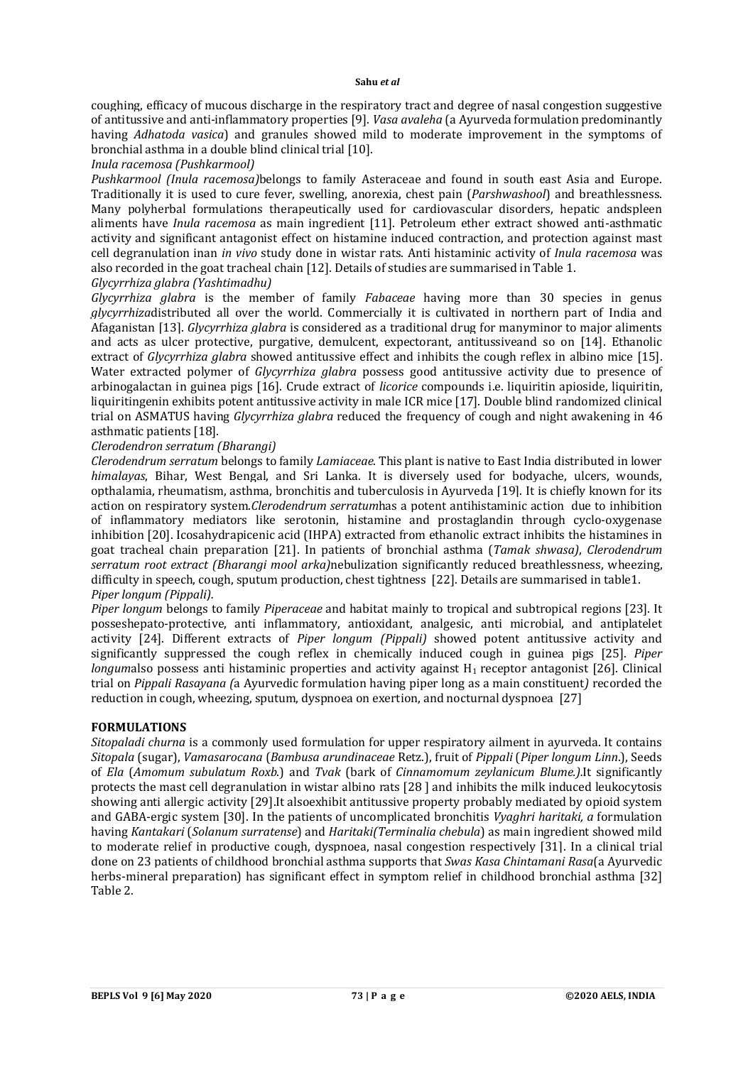coughing, efficacy of mucous discharge in the respiratory tract and degree of nasal congestion suggestive of antitussive and anti-inflammatory properties [9]. *Vasa avaleha* (a Ayurveda formulation predominantly having *Adhatoda vasica*) and granules showed mild to moderate improvement in the symptoms of bronchial asthma in a double blind clinical trial [10].

*Inula racemosa (Pushkarmool)*

*Pushkarmool (Inula racemosa)*belongs to family Asteraceae and found in south east Asia and Europe. Traditionally it is used to cure fever, swelling, anorexia, chest pain (*Parshwashool*) and breathlessness. Many polyherbal formulations therapeutically used for cardiovascular disorders, hepatic andspleen aliments have *Inula racemosa* as main ingredient [11]. Petroleum ether extract showed anti-asthmatic activity and significant antagonist effect on histamine induced contraction, and protection against mast cell degranulation inan *in vivo* study done in wistar rats. Anti histaminic activity of *Inula racemosa* was also recorded in the goat tracheal chain [12]. Details of studies are summarised in Table 1.

*Glycyrrhiza glabra (Yashtimadhu)*

*Glycyrrhiza glabra* is the member of family *Fabaceae* having more than 30 species in genus *glycyrrhiza*distributed all over the world. Commercially it is cultivated in northern part of India and Afaganistan [13]. *Glycyrrhiza glabra* is considered as a traditional drug for manyminor to major aliments and acts as ulcer protective, purgative, demulcent, expectorant, antitussiveand so on [14]. Ethanolic extract of *Glycyrrhiza glabra* showed antitussive effect and inhibits the cough reflex in albino mice [15]. Water extracted polymer of *Glycyrrhiza glabra* possess good antitussive activity due to presence of arbinogalactan in guinea pigs [16]. Crude extract of *licorice* compounds i.e. liquiritin apioside, liquiritin, liquiritingenin exhibits potent antitussive activity in male ICR mice [17]. Double blind randomized clinical trial on ASMATUS having *Glycyrrhiza glabra* reduced the frequency of cough and night awakening in 46 asthmatic patients [18].

*Clerodendron serratum (Bharangi)*

*Clerodendrum serratum* belongs to family *Lamiaceae*. This plant is native to East India distributed in lower *himalayas*, Bihar, West Bengal, and Sri Lanka. It is diversely used for bodyache, ulcers, wounds, opthalamia, rheumatism, asthma, bronchitis and tuberculosis in Ayurveda [19]. It is chiefly known for its action on respiratory system.*Clerodendrum serratum*has a potent antihistaminic action due to inhibition of inflammatory mediators like serotonin, histamine and prostaglandin through cyclo-oxygenase inhibition [20]. Icosahydrapicenic acid (IHPA) extracted from ethanolic extract inhibits the histamines in goat tracheal chain preparation [21]. In patients of bronchial asthma (*Tamak shwasa)*, *Clerodendrum serratum root extract (Bharangi mool arka)*nebulization significantly reduced breathlessness, wheezing, difficulty in speech, cough, sputum production, chest tightness [22]. Details are summarised in table1.

*Piper longum (Pippali).*

*Piper longum* belongs to family *Piperaceae* and habitat mainly to tropical and subtropical regions [23]. It posseshepato-protective, anti inflammatory, antioxidant, analgesic, anti microbial, and antiplatelet activity [24]. Different extracts of *Piper longum (Pippali)* showed potent antitussive activity and significantly suppressed the cough reflex in chemically induced cough in guinea pigs [25]. *Piper longum*also possess anti histaminic properties and activity against $H_1$ receptor antagonist [26]. Clinical trial on *Pippali Rasayana (*a Ayurvedic formulation having piper long as a main constituent*)* recorded the reduction in cough, wheezing, sputum, dyspnoea on exertion, and nocturnal dyspnoea [27]

## FORMULATIONS

*Sitopaladi churna* is a commonly used formulation for upper respiratory ailment in ayurveda. It contains *Sitopala* (sugar), *Vamasarocana* (*Bambusa arundinaceae* Retz.), fruit of *Pippali* (*Piper longum Linn*.), Seeds of *Ela* (*Amomum subulatum Roxb*.) and *Tvak* (bark of *Cinnamomum zeylanicum Blume.)*.It significantly protects the mast cell degranulation in wistar albino rats [28 ] and inhibits the milk induced leukocytosis showing anti allergic activity [29].It alsoexhibit antitussive property probably mediated by opioid system and GABA-ergic system [30]. In the patients of uncomplicated bronchitis *Vyaghri haritaki, a* formulation having *Kantakari* (*Solanum surratense*) and *Haritaki(Terminalia chebula*) as main ingredient showed mild to moderate relief in productive cough, dyspnoea, nasal congestion respectively [31]. In a clinical trial done on 23 patients of childhood bronchial asthma supports that *Swas Kasa Chintamani Rasa*(a Ayurvedic herbs-mineral preparation) has significant effect in symptom relief in childhood bronchial asthma [32] Table 2.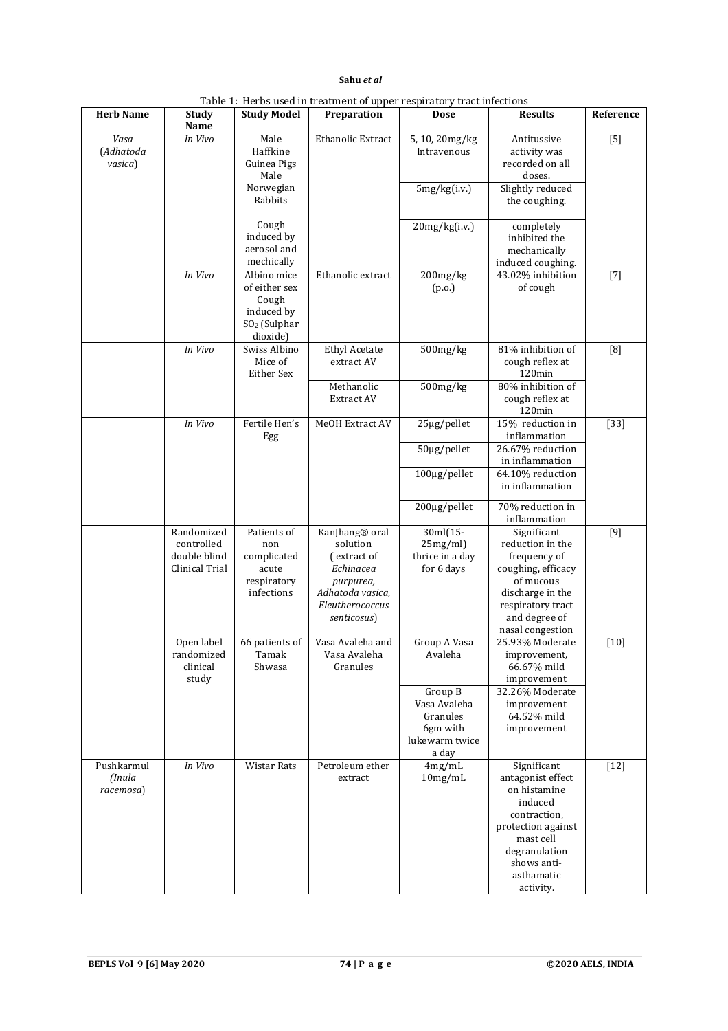Table 1: Herbs used in treatment of upper respiratory tract infections

| Herb Name | Study Name | Study Model | Preparation | Dose | Results | Reference |
|---|---|---|---|---|---|---|
| *Vasa* (*Adhatoda vasica*) | *In Vivo* | Male Haffkine Guinea Pigs Male Norwegian Rabbits Cough induced by aerosol and mechically | Ethanolic Extract | 5, 10, 20mg/kg Intravenous | Antitussive activity was recorded on all doses. | [5] |
| | | | | 5mg/kg(i.v.) | Slightly reduced the coughing. | |
| | | | | 20mg/kg(i.v.) | completely inhibited the mechanically induced coughing. | |
| | *In Vivo* | Albino mice of either sex Cough induced by $SO_2$ (Sulphar dioxide) | Ethanolic extract | 200mg/kg (p.o.) | 43.02% inhibition of cough | [7] |
| | *In Vivo* | Swiss Albino Mice of Either Sex | Ethyl Acetate extract AV | 500mg/kg | 81% inhibition of cough reflex at 120min | [8] |
| | | | Methanolic Extract AV | 500mg/kg | 80% inhibition of cough reflex at 120min | |
| | *In Vivo* | Fertile Hen's Egg | MeOH Extract AV | 25µg/pellet | 15% reduction in inflammation | [33] |
| | | | | 50µg/pellet | 26.67% reduction in inflammation | |
| | | | | 100µg/pellet | 64.10% reduction in inflammation | |
| | | | | 200µg/pellet | 70% reduction in inflammation | |
| | Randomized controlled double blind Clinical Trial | Patients of non complicated acute respiratory infections | KanJhang® oral solution ( extract of *Echinacea purpurea, Adhatoda vasica, Eleutherococcus senticosus*) | 30ml(15-25mg/ml) thrice in a day for 6 days | Significant reduction in the frequency of coughing, efficacy of mucous discharge in the respiratory tract and degree of nasal congestion | [9] |
| | Open label randomized clinical study | 66 patients of Tamak Shwasa | Vasa Avaleha and Vasa Avaleha Granules | Group A Vasa Avaleha | 25.93% Moderate improvement, 66.67% mild improvement | [10] |
| | | | | Group B Vasa Avaleha Granules 6gm with lukewarm twice a day | 32.26% Moderate improvement 64.52% mild improvement | |
| Pushkarmul (*Inula racemosa*) | *In Vivo* | Wistar Rats | Petroleum ether extract | 4mg/mL 10mg/mL | Significant antagonist effect on histamine induced contraction, protection against mast cell degranulation shows anti-asthamatic activity. | [12] |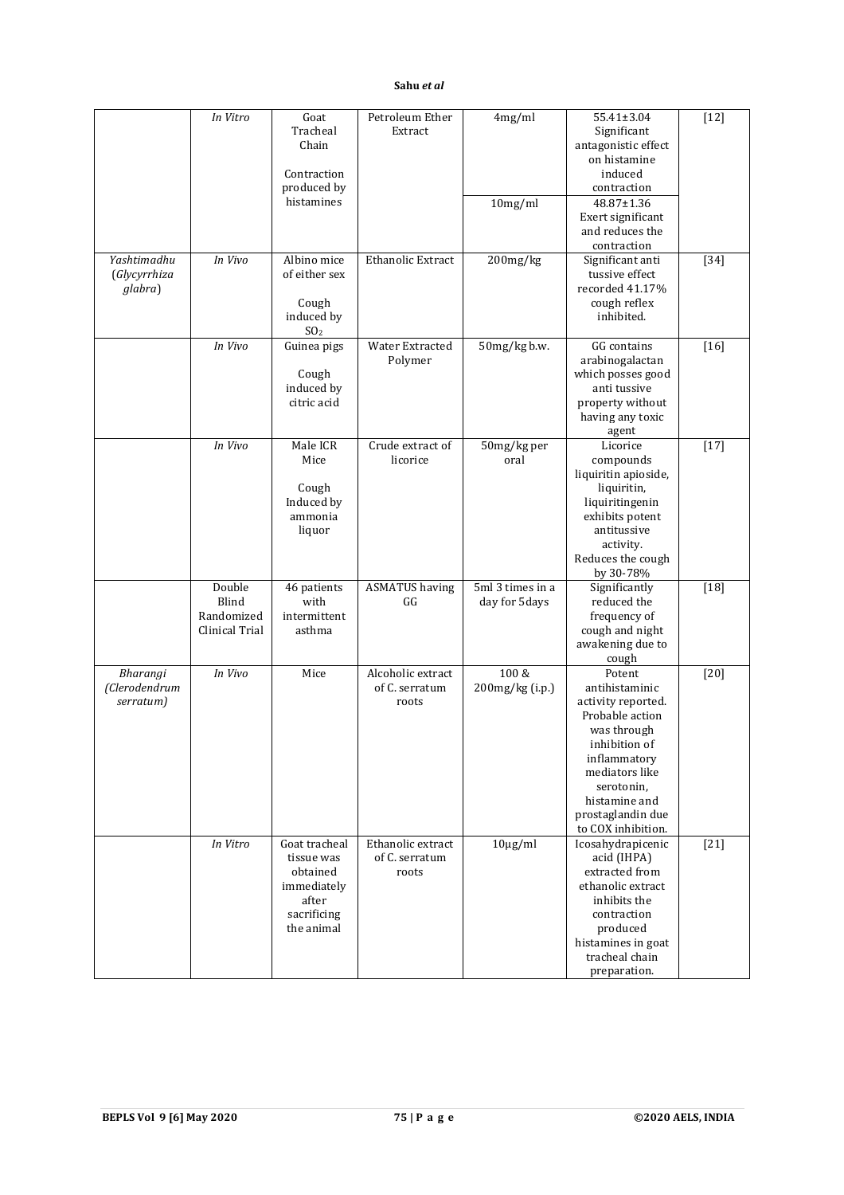| | | | | | | |
|---|---|---|---|---|---|---|
| | *In Vitro* | Goat Tracheal Chain<br><br>Contraction produced by histamines | Petroleum Ether Extract | 4mg/ml | 55.41±3.04 Significant antagonistic effect on histamine induced contraction | [12] |
| | | | | 10mg/ml | 48.87±1.36 Exert significant and reduces the contraction | |
| *Yashtimadhu (Glycyrrhiza glabra)* | *In Vivo* | Albino mice of either sex<br><br>Cough induced by $SO_2$ | Ethanolic Extract | 200mg/kg | Significant anti tussive effect recorded 41.17% cough reflex inhibited. | [34] |
| | *In Vivo* | Guinea pigs<br><br>Cough induced by citric acid | Water Extracted Polymer | 50mg/kg b.w. | GG contains arabinogalactan which posses good anti tussive property without having any toxic agent | [16] |
| | *In Vivo* | Male ICR Mice<br><br>Cough Induced by ammonia liquor | Crude extract of licorice | 50mg/kg per oral | Licorice compounds liquiritin apioside, liquiritin, liquiritingenin exhibits potent antitussive activity. Reduces the cough by 30-78% | [17] |
| | Double Blind Randomized Clinical Trial | 46 patients with intermittent asthma | ASMATUS having GG | 5ml 3 times in a day for 5days | Significantly reduced the frequency of cough and night awakening due to cough | [18] |
| *Bharangi (Clerodendrum serratum)* | *In Vivo* | Mice | Alcoholic extract of C. serratum roots | 100 & 200mg/kg (i.p.) | Potent antihistaminic activity reported. Probable action was through inhibition of inflammatory mediators like serotonin, histamine and prostaglandin due to COX inhibition. | [20] |
| | *In Vitro* | Goat tracheal tissue was obtained immediately after sacrificing the animal | Ethanolic extract of C. serratum roots | 10µg/ml | Icosahydrapicenic acid (IHPA) extracted from ethanolic extract inhibits the contraction produced histamines in goat tracheal chain preparation. | [21] |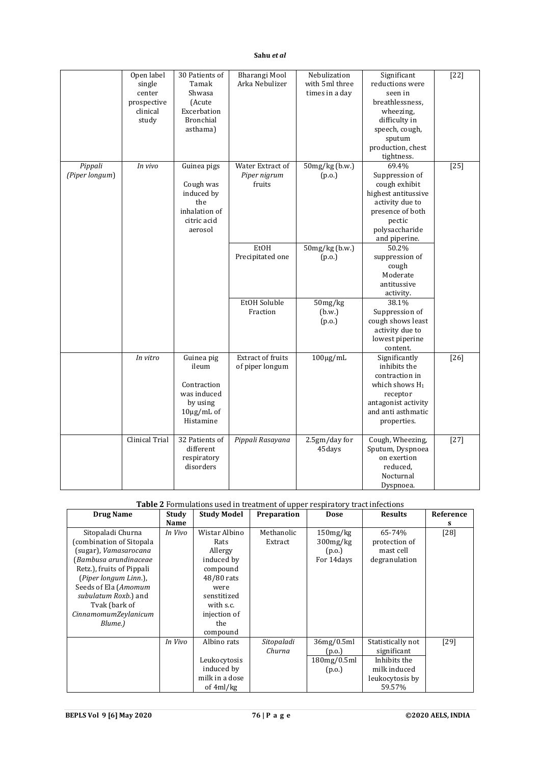| | | | | | | |
|---|---|---|---|---|---|---|
| | Open label single center prospective clinical study | 30 Patients of Tamak Shwasa (Acute Excerbation Bronchial asthama) | Bharangi Mool Arka Nebulizer | Nebulization with 5ml three times in a day | Significant reductions were seen in breathlessness, wheezing, difficulty in speech, cough, sputum production, chest tightness. | [22] |
| *Pippali (Piper longum)* | *In vivo* | Guinea pigs<br><br>Cough was induced by the inhalation of citric acid aerosol | Water Extract of *Piper nigrum* fruits | 50mg/kg (b.w.) (p.o.) | 69.4% Suppression of cough exhibit highest antitussive activity due to presence of both pectic polysaccharide and piperine. | [25] |
| | | | EtOH Precipitated one | 50mg/kg (b.w.) (p.o.) | 50.2% suppression of cough Moderate antitussive activity. | |
| | | | EtOH Soluble Fraction | 50mg/kg (b.w.) (p.o.) | 38.1% Suppression of cough shows least activity due to lowest piperine content. | |
| | *In vitro* | Guinea pig ileum<br><br>Contraction was induced by using 10µg/mL of Histamine | Extract of fruits of piper longum | 100µg/mL | Significantly inhibits the contraction in which shows $H_1$ receptor antagonist activity and anti asthmatic properties. | [26] |
| | Clinical Trial | 32 Patients of different respiratory disorders | *Pippali Rasayana* | 2.5gm/day for 45days | Cough, Wheezing, Sputum, Dyspnoea on exertion reduced, Nocturnal Dyspnoea. | [27] |

**Table 2** Formulations used in treatment of upper respiratory tract infections

| Drug Name | Study Name | Study Model | Preparation | Dose | Results | References |
|---|---|---|---|---|---|---|
| Sitopaladi Churna (combination of Sitopala (sugar), *Vamasarocana* (*Bambusa arundinaceae* Retz.), fruits of Pippali (*Piper longum Linn.*), Seeds of Ela (*Amomum subulatum Roxb.*) and Tvak (bark of *CinnamomumZeylanicum Blume.)* | *In Vivo* | Wistar Albino Rats<br>Allergy induced by compound 48/80 rats were senstitized with s.c. injection of the compound | Methanolic Extract | 150mg/kg 300mg/kg (p.o.) For 14days | 65-74% protection of mast cell degranulation | [28] |
| | *In Vivo* | Albino rats<br><br>Leukocytosis induced by milk in a dose of 4ml/kg | *Sitopaladi Churna* | 36mg/0.5ml (p.o.)<br>180mg/0.5ml (p.o.) | Statistically not significant<br>Inhibits the milk induced leukocytosis by 59.57% | [29] |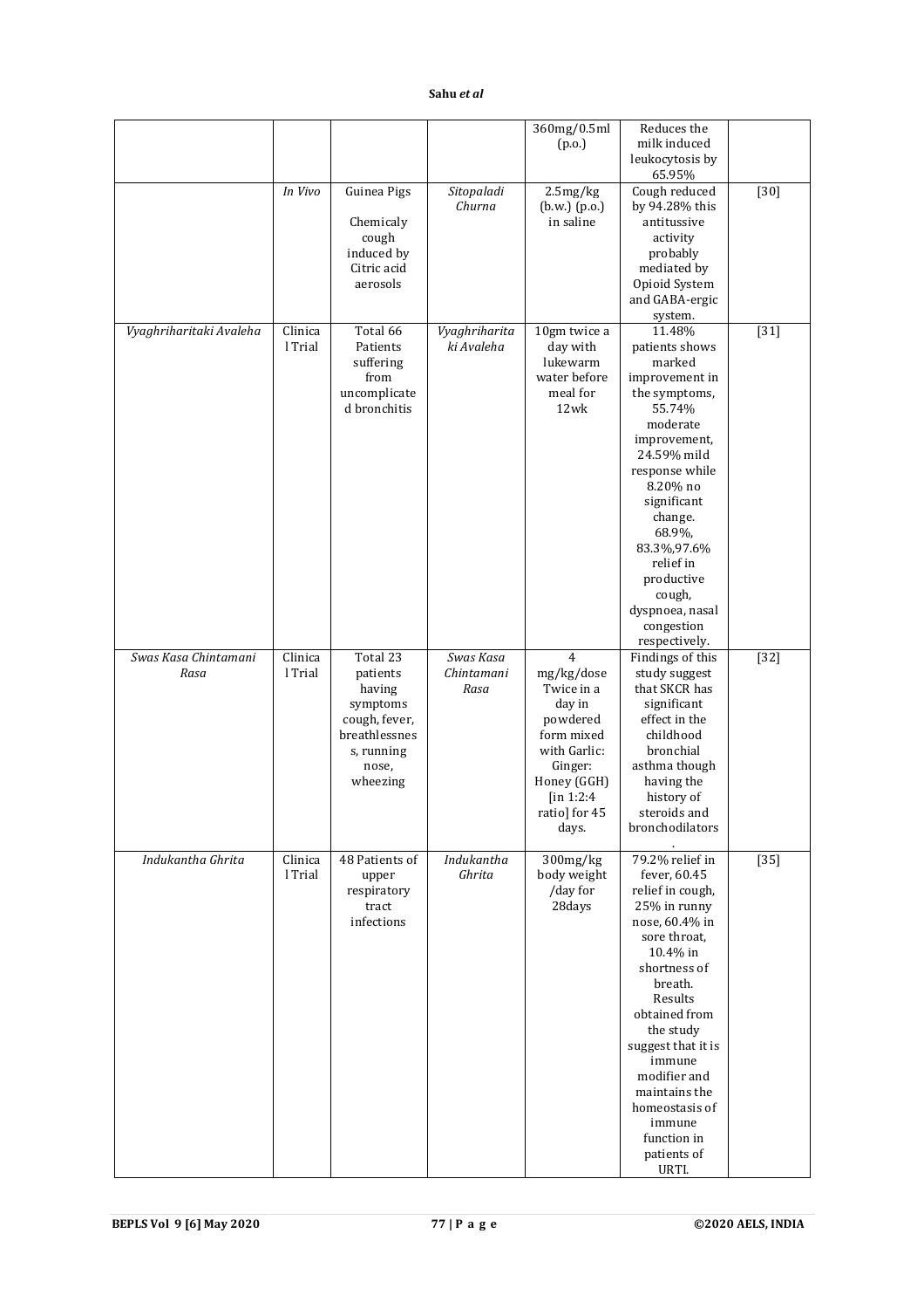| | | | | | | |
|---|---|---|---|---|---|---|
| | | | | 360mg/0.5ml (p.o.) | Reduces the milk induced leukocytosis by 65.95% | |
| | *In Vivo* | Guinea Pigs Chemicaly cough induced by Citric acid aerosols | *Sitopaladi Churna* | 2.5mg/kg (b.w.) (p.o.) in saline | Cough reduced by 94.28% this antitussive activity probably mediated by Opioid System and GABA-ergic system. | [30] |
| *Vyaghriharitaki Avaleha* | Clinical Trial | Total 66 Patients suffering from uncomplicated bronchitis | *Vyaghriharitaki Avaleha* | 10gm twice a day with lukewarm water before meal for 12wk | 11.48% patients shows marked improvement in the symptoms, 55.74% moderate improvement, 24.59% mild response while 8.20% no significant change. 68.9%, 83.3%,97.6% relief in productive cough, dyspnoea, nasal congestion respectively. | [31] |
| *Swas Kasa Chintamani Rasa* | Clinical Trial | Total 23 patients having symptoms cough, fever, breathlessness, running nose, wheezing | *Swas Kasa Chintamani Rasa* | 4 mg/kg/dose Twice in a day in powdered form mixed with Garlic: Ginger: Honey (GGH) [in 1:2:4 ratio] for 45 days. | Findings of this study suggest that SKCR has significant effect in the childhood bronchial asthma though having the history of steroids and bronchodilators. | [32] |
| *Indukantha Ghrita* | Clinical Trial | 48 Patients of upper respiratory tract infections | *Indukantha Ghrita* | 300mg/kg body weight /day for 28days | 79.2% relief in fever, 60.45 relief in cough, 25% in runny nose, 60.4% in sore throat, 10.4% in shortness of breath. Results obtained from the study suggest that it is immune modifier and maintains the homeostasis of immune function in patients of URTI. | [35] |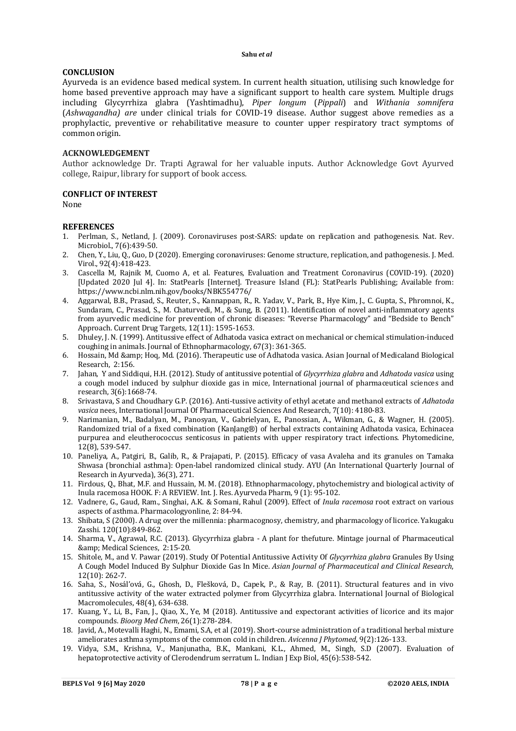## CONCLUSION

Ayurveda is an evidence based medical system. In current health situation, utilising such knowledge for home based preventive approach may have a significant support to health care system. Multiple drugs including Glycyrrhiza glabra (Yashtimadhu), *Piper longum* (*Pippali*) and *Withania somnifera* (*Ashwagandha) are* under clinical trials for COVID-19 disease. Author suggest above remedies as a prophylactic, preventive or rehabilitative measure to counter upper respiratory tract symptoms of common origin.

## ACKNOWLEDGEMENT

Author acknowledge Dr. Trapti Agrawal for her valuable inputs. Author Acknowledge Govt Ayurved college, Raipur, library for support of book access.

## CONFLICT OF INTEREST

None

## REFERENCES

1. Perlman, S., Netland, J. (2009). Coronaviruses post-SARS: update on replication and pathogenesis. Nat. Rev. Microbiol., 7(6):439-50.
2. Chen, Y., Liu, Q., Guo, D (2020). Emerging coronaviruses: Genome structure, replication, and pathogenesis. J. Med. Virol., 92(4):418-423.
3. Cascella M, Rajnik M, Cuomo A, et al. Features, Evaluation and Treatment Coronavirus (COVID-19). (2020) [Updated 2020 Jul 4]. In: StatPearls [Internet]. Treasure Island (FL): StatPearls Publishing; Available from: https://www.ncbi.nlm.nih.gov/books/NBK554776/
4. Aggarwal, B.B., Prasad, S., Reuter, S., Kannappan, R., R. Yadav, V., Park, B., Hye Kim, J., C. Gupta, S., Phromnoi, K., Sundaram, C., Prasad, S., M. Chaturvedi, M., & Sung, B. (2011). Identification of novel anti-inflammatory agents from ayurvedic medicine for prevention of chronic diseases: "Reverse Pharmacology" and "Bedside to Bench" Approach. Current Drug Targets, 12(11): 1595-1653.
5. Dhuley, J. N. (1999). Antitussive effect of Adhatoda vasica extract on mechanical or chemical stimulation-induced coughing in animals. Journal of Ethnopharmacology, 67(3): 361-365.
6. Hossain, Md &amp; Hoq, Md. (2016). Therapeutic use of Adhatoda vasica. Asian Journal of Medicaland Biological Research, 2:156.
7. Jahan, Y and Siddiqui, H.H. (2012). Study of antitussive potential of *Glycyrrhiza glabra* and *Adhatoda vasica* using a cough model induced by sulphur dioxide gas in mice, International journal of pharmaceutical sciences and research, 3(6):1668-74.
8. Srivastava, S and Choudhary G.P. (2016). Anti-tussive activity of ethyl acetate and methanol extracts of *Adhatoda vasica* nees, International Journal Of Pharmaceutical Sciences And Research, 7(10): 4180-83.
9. Narimanian, M., Badalyan, M., Panosyan, V., Gabrielyan, E., Panossian, A., Wikman, G., & Wagner, H. (2005). Randomized trial of a fixed combination (KanJang®) of herbal extracts containing Adhatoda vasica, Echinacea purpurea and eleutherococcus senticosus in patients with upper respiratory tract infections. Phytomedicine, 12(8), 539-547.
10. Paneliya, A., Patgiri, B., Galib, R., & Prajapati, P. (2015). Efficacy of vasa Avaleha and its granules on Tamaka Shwasa (bronchial asthma): Open-label randomized clinical study. AYU (An International Quarterly Journal of Research in Ayurveda), 36(3), 271.
11. Firdous, Q., Bhat, M.F. and Hussain, M. M. (2018). Ethnopharmacology, phytochemistry and biological activity of Inula racemosa HOOK. F: A REVIEW. Int. J. Res. Ayurveda Pharm, 9 (1): 95-102.
12. Vadnere, G., Gaud, Ram., Singhai, A.K. & Somani, Rahul (2009). Effect of *Inula racemosa* root extract on various aspects of asthma. Pharmacologyonline, 2: 84-94.
13. Shibata, S (2000). A drug over the millennia: pharmacognosy, chemistry, and pharmacology of licorice. Yakugaku Zasshi. 120(10):849-862.
14. Sharma, V., Agrawal, R.C. (2013). Glycyrrhiza glabra - A plant for thefuture. Mintage journal of Pharmaceutical &amp; Medical Sciences, 2:15-20.
15. Shitole, M., and V. Pawar (2019). Study Of Potential Antitussive Activity Of *Glycyrrhiza glabra* Granules By Using A Cough Model Induced By Sulphur Dioxide Gas In Mice. *Asian Journal of Pharmaceutical and Clinical Research*, 12(10): 262-7.
16. Saha, S., Nosál'ová, G., Ghosh, D., Flešková, D., Capek, P., & Ray, B. (2011). Structural features and in vivo antitussive activity of the water extracted polymer from Glycyrrhiza glabra. International Journal of Biological Macromolecules, 48(4), 634-638.
17. Kuang, Y., Li, B., Fan, J., Qiao, X., Ye, M (2018). Antitussive and expectorant activities of licorice and its major compounds. *Bioorg Med Chem*, 26(1):278-284.
18. Javid, A., Motevalli Haghi, N., Emami, S.A, et al (2019). Short-course administration of a traditional herbal mixture ameliorates asthma symptoms of the common cold in children. *Avicenna J Phytomed*, 9(2):126-133.
19. Vidya, S.M., Krishna, V., Manjunatha, B.K., Mankani, K.L., Ahmed, M., Singh, S.D (2007). Evaluation of hepatoprotective activity of Clerodendrum serratum L. Indian J Exp Biol, 45(6):538-542.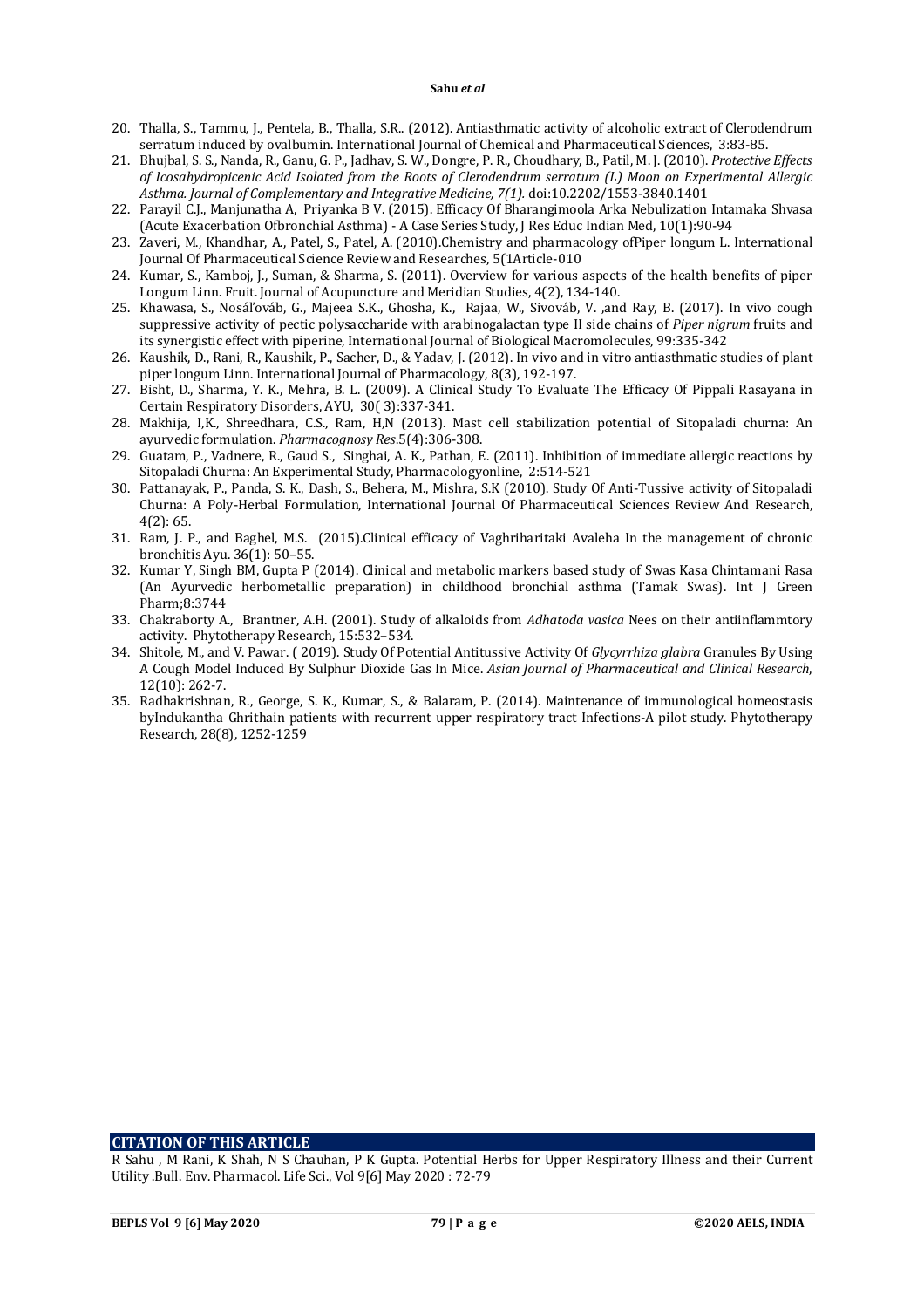20. Thalla, S., Tammu, J., Pentela, B., Thalla, S.R.. (2012). Antiasthmatic activity of alcoholic extract of Clerodendrum serratum induced by ovalbumin. International Journal of Chemical and Pharmaceutical Sciences, 3:83-85.
21. Bhujbal, S. S., Nanda, R., Ganu, G. P., Jadhav, S. W., Dongre, P. R., Choudhary, B., Patil, M. J. (2010). *Protective Effects of Icosahydropicenic Acid Isolated from the Roots of Clerodendrum serratum (L) Moon on Experimental Allergic Asthma. Journal of Complementary and Integrative Medicine, 7(1).* doi:10.2202/1553-3840.1401
22. Parayil C.J., Manjunatha A, Priyanka B V. (2015). Efficacy Of Bharangimoola Arka Nebulization Intamaka Shvasa (Acute Exacerbation Ofbronchial Asthma) - A Case Series Study, J Res Educ Indian Med, 10(1):90-94
23. Zaveri, M., Khandhar, A., Patel, S., Patel, A. (2010).Chemistry and pharmacology ofPiper longum L. International Journal Of Pharmaceutical Science Review and Researches, 5(1Article-010
24. Kumar, S., Kamboj, J., Suman, & Sharma, S. (2011). Overview for various aspects of the health benefits of piper Longum Linn. Fruit. Journal of Acupuncture and Meridian Studies, 4(2), 134-140.
25. Khawasa, S., Nosáľováb, G., Majeea S.K., Ghosha, K., Rajaa, W., Sivovάb, V. ,and Ray, B. (2017). In vivo cough suppressive activity of pectic polysaccharide with arabinogalactan type II side chains of *Piper nigrum* fruits and its synergistic effect with piperine, International Journal of Biological Macromolecules, 99:335-342
26. Kaushik, D., Rani, R., Kaushik, P., Sacher, D., & Yadav, J. (2012). In vivo and in vitro antiasthmatic studies of plant piper longum Linn. International Journal of Pharmacology, 8(3), 192-197.
27. Bisht, D., Sharma, Y. K., Mehra, B. L. (2009). A Clinical Study To Evaluate The Efficacy Of Pippali Rasayana in Certain Respiratory Disorders, AYU, 30( 3):337-341.
28. Makhija, I,K., Shreedhara, C.S., Ram, H,N (2013). Mast cell stabilization potential of Sitopaladi churna: An ayurvedic formulation. *Pharmacognosy Res*.5(4):306-308.
29. Guatam, P., Vadnere, R., Gaud S., Singhai, A. K., Pathan, E. (2011). Inhibition of immediate allergic reactions by Sitopaladi Churna: An Experimental Study, Pharmacologyonline, 2:514-521
30. Pattanayak, P., Panda, S. K., Dash, S., Behera, M., Mishra, S.K (2010). Study Of Anti-Tussive activity of Sitopaladi Churna: A Poly-Herbal Formulation, International Journal Of Pharmaceutical Sciences Review And Research, 4(2): 65.
31. Ram, J. P., and Baghel, M.S. (2015).Clinical efficacy of Vaghriharitaki Avaleha In the management of chronic bronchitis Ayu. 36(1): 50–55.
32. Kumar Y, Singh BM, Gupta P (2014). Clinical and metabolic markers based study of Swas Kasa Chintamani Rasa (An Ayurvedic herbometallic preparation) in childhood bronchial asthma (Tamak Swas). Int J Green Pharm;8:3744
33. Chakraborty A., Brantner, A.H. (2001). Study of alkaloids from *Adhatoda vasica* Nees on their antiinflammtory activity. Phytotherapy Research, 15:532–534.
34. Shitole, M., and V. Pawar. ( 2019). Study Of Potential Antitussive Activity Of *Glycyrrhiza glabra* Granules By Using A Cough Model Induced By Sulphur Dioxide Gas In Mice. *Asian Journal of Pharmaceutical and Clinical Research*, 12(10): 262-7.
35. Radhakrishnan, R., George, S. K., Kumar, S., & Balaram, P. (2014). Maintenance of immunological homeostasis byIndukantha Ghrithain patients with recurrent upper respiratory tract Infections-A pilot study. Phytotherapy Research, 28(8), 1252-1259

**CITATION OF THIS ARTICLE**

R Sahu , M Rani, K Shah, N S Chauhan, P K Gupta. Potential Herbs for Upper Respiratory Illness and their Current Utility .Bull. Env. Pharmacol. Life Sci., Vol 9[6] May 2020 : 72-79